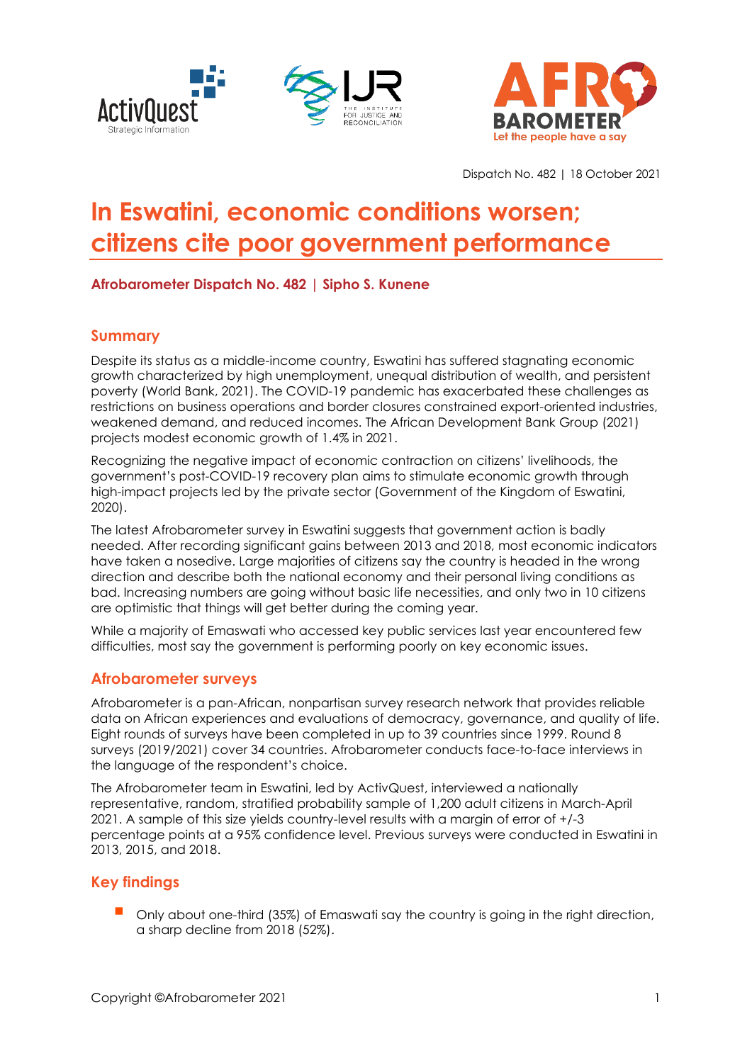Dispatch No. 482 | 18 October 2021

# In Eswatini, economic conditions worsen; citizens cite poor government performance

**Afrobarometer Dispatch No. 482 | Sipho S. Kunene**

## Summary

Despite its status as a middle-income country, Eswatini has suffered stagnating economic growth characterized by high unemployment, unequal distribution of wealth, and persistent poverty (World Bank, 2021). The COVID-19 pandemic has exacerbated these challenges as restrictions on business operations and border closures constrained export-oriented industries, weakened demand, and reduced incomes. The African Development Bank Group (2021) projects modest economic growth of 1.4% in 2021.

Recognizing the negative impact of economic contraction on citizens' livelihoods, the government's post-COVID-19 recovery plan aims to stimulate economic growth through high-impact projects led by the private sector (Government of the Kingdom of Eswatini, 2020).

The latest Afrobarometer survey in Eswatini suggests that government action is badly needed. After recording significant gains between 2013 and 2018, most economic indicators have taken a nosedive. Large majorities of citizens say the country is headed in the wrong direction and describe both the national economy and their personal living conditions as bad. Increasing numbers are going without basic life necessities, and only two in 10 citizens are optimistic that things will get better during the coming year.

While a majority of Emaswati who accessed key public services last year encountered few difficulties, most say the government is performing poorly on key economic issues.

## Afrobarometer surveys

Afrobarometer is a pan-African, nonpartisan survey research network that provides reliable data on African experiences and evaluations of democracy, governance, and quality of life. Eight rounds of surveys have been completed in up to 39 countries since 1999. Round 8 surveys (2019/2021) cover 34 countries. Afrobarometer conducts face-to-face interviews in the language of the respondent's choice.

The Afrobarometer team in Eswatini, led by ActivQuest, interviewed a nationally representative, random, stratified probability sample of 1,200 adult citizens in March-April 2021. A sample of this size yields country-level results with a margin of error of +/-3 percentage points at a 95% confidence level. Previous surveys were conducted in Eswatini in 2013, 2015, and 2018.

## Key findings

- Only about one-third (35%) of Emaswati say the country is going in the right direction, a sharp decline from 2018 (52%).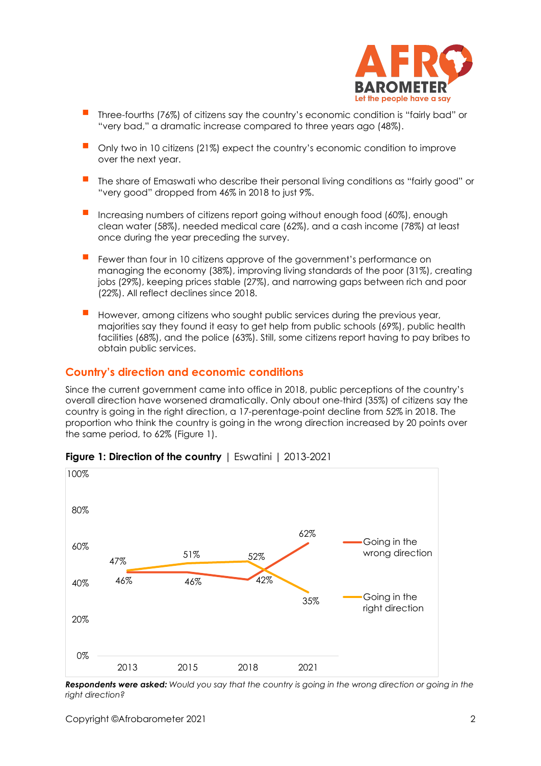- Three-fourths (76%) of citizens say the country's economic condition is "fairly bad" or "very bad," a dramatic increase compared to three years ago (48%).
- Only two in 10 citizens (21%) expect the country's economic condition to improve over the next year.
- The share of Emaswati who describe their personal living conditions as "fairly good" or "very good" dropped from 46% in 2018 to just 9%.
- Increasing numbers of citizens report going without enough food (60%), enough clean water (58%), needed medical care (62%), and a cash income (78%) at least once during the year preceding the survey.
- Fewer than four in 10 citizens approve of the government's performance on managing the economy (38%), improving living standards of the poor (31%), creating jobs (29%), keeping prices stable (27%), and narrowing gaps between rich and poor (22%). All reflect declines since 2018.
- However, among citizens who sought public services during the previous year, majorities say they found it easy to get help from public schools (69%), public health facilities (68%), and the police (63%). Still, some citizens report having to pay bribes to obtain public services.

## Country's direction and economic conditions

Since the current government came into office in 2018, public perceptions of the country's overall direction have worsened dramatically. Only about one-third (35%) of citizens say the country is going in the right direction, a 17-perentage-point decline from 52% in 2018. The proportion who think the country is going in the wrong direction increased by 20 points over the same period, to 62% (Figure 1).

**Figure 1: Direction of the country** | Eswatini | 2013-2021

| | 2013 | 2015 | 2018 | 2021 |
|---|---|---|---|---|
| Going in the wrong direction | 46% | 46% | 42% | 62% |
| Going in the right direction | 47% | 51% | 52% | 35% |

***Respondents were asked:*** *Would you say that the country is going in the wrong direction or going in the right direction?*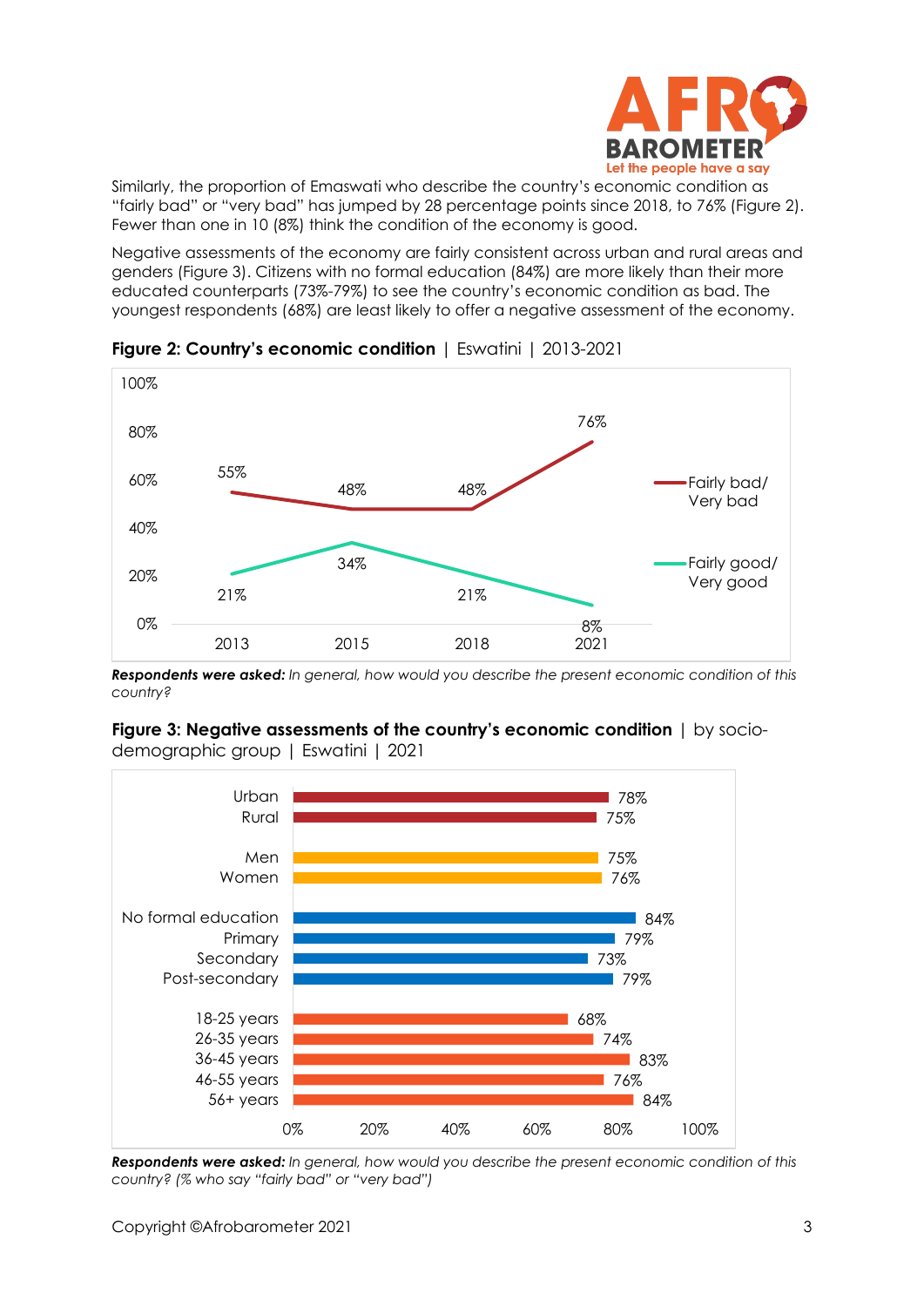Similarly, the proportion of Emaswati who describe the country's economic condition as "fairly bad" or "very bad" has jumped by 28 percentage points since 2018, to 76% (Figure 2). Fewer than one in 10 (8%) think the condition of the economy is good.

Negative assessments of the economy are fairly consistent across urban and rural areas and genders (Figure 3). Citizens with no formal education (84%) are more likely than their more educated counterparts (73%-79%) to see the country's economic condition as bad. The youngest respondents (68%) are least likely to offer a negative assessment of the economy.

**Figure 2: Country's economic condition** | Eswatini | 2013-2021

| | 2013 | 2015 | 2018 | 2021 |
|---|---|---|---|---|
| Fairly bad/ Very bad | 55% | 48% | 48% | 76% |
| Fairly good/ Very good | 21% | 34% | 21% | 8% |

***Respondents were asked:*** *In general, how would you describe the present economic condition of this country?*

**Figure 3: Negative assessments of the country's economic condition** | by socio-demographic group | Eswatini | 2021

| Group | % |
|---|---|
| Urban | 78% |
| Rural | 75% |
| Men | 75% |
| Women | 76% |
| No formal education | 84% |
| Primary | 79% |
| Secondary | 73% |
| Post-secondary | 79% |
| 18-25 years | 68% |
| 26-35 years | 74% |
| 36-45 years | 83% |
| 46-55 years | 76% |
| 56+ years | 84% |

***Respondents were asked:*** *In general, how would you describe the present economic condition of this country? (% who say "fairly bad" or "very bad")*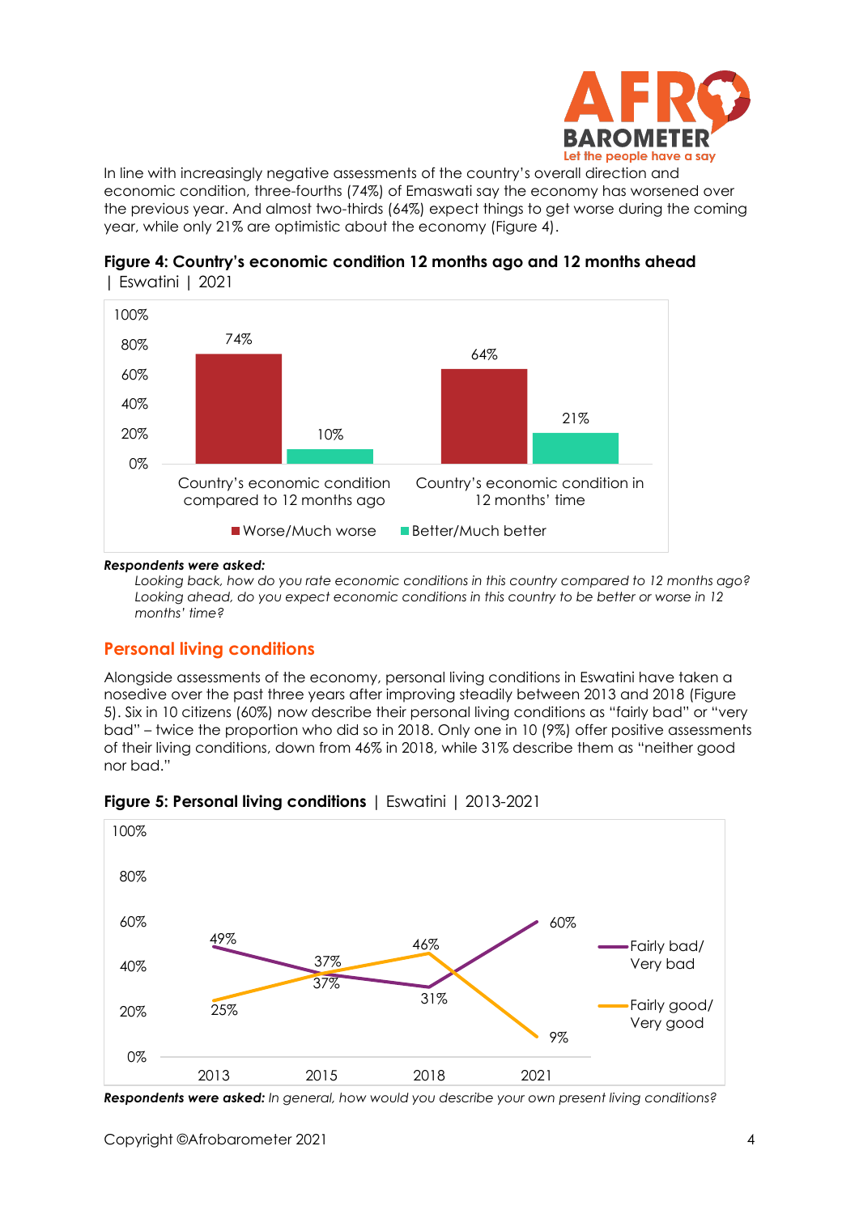In line with increasingly negative assessments of the country's overall direction and economic condition, three-fourths (74%) of Emaswati say the economy has worsened over the previous year. And almost two-thirds (64%) expect things to get worse during the coming year, while only 21% are optimistic about the economy (Figure 4).

**Figure 4: Country's economic condition 12 months ago and 12 months ahead** | Eswatini | 2021

| | Worse/Much worse | Better/Much better |
|---|---|---|
| Country's economic condition compared to 12 months ago | 74% | 10% |
| Country's economic condition in 12 months' time | 64% | 21% |

***Respondents were asked:***

*Looking back, how do you rate economic conditions in this country compared to 12 months ago?*
*Looking ahead, do you expect economic conditions in this country to be better or worse in 12 months' time?*

## Personal living conditions

Alongside assessments of the economy, personal living conditions in Eswatini have taken a nosedive over the past three years after improving steadily between 2013 and 2018 (Figure 5). Six in 10 citizens (60%) now describe their personal living conditions as "fairly bad" or "very bad" – twice the proportion who did so in 2018. Only one in 10 (9%) offer positive assessments of their living conditions, down from 46% in 2018, while 31% describe them as "neither good nor bad."

**Figure 5: Personal living conditions** | Eswatini | 2013-2021

| | 2013 | 2015 | 2018 | 2021 |
|---|---|---|---|---|
| Fairly bad/Very bad | 49% | 37% | 31% | 60% |
| Fairly good/Very good | 25% | 37% | 46% | 9% |

***Respondents were asked:*** *In general, how would you describe your own present living conditions?*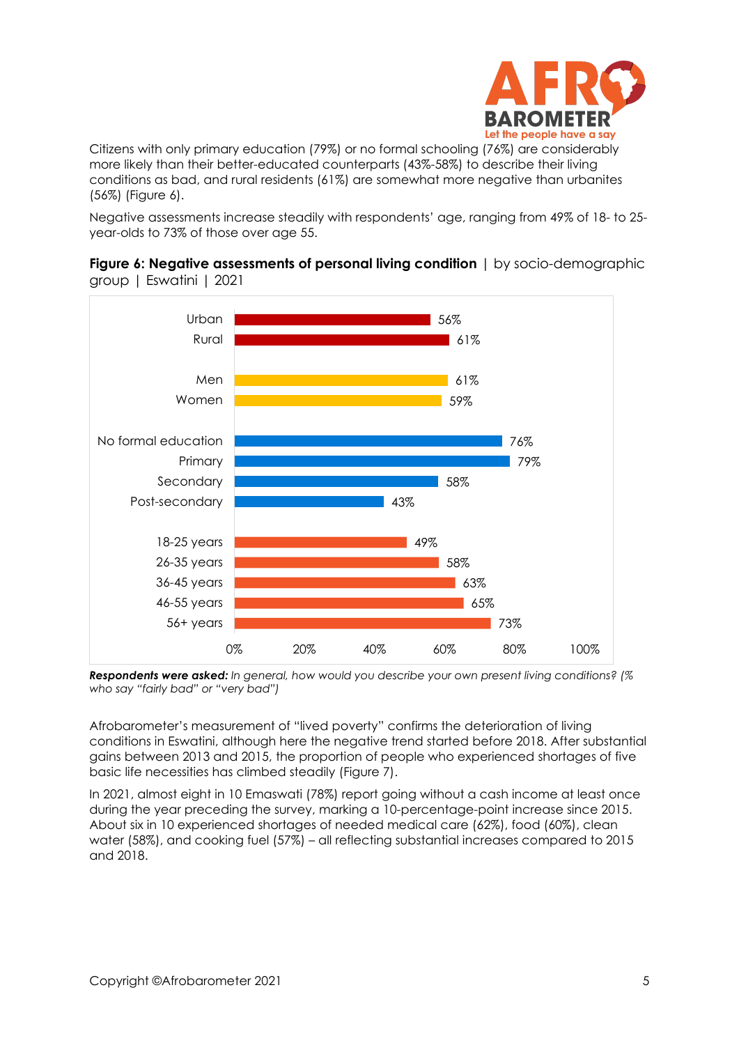Citizens with only primary education (79%) or no formal schooling (76%) are considerably more likely than their better-educated counterparts (43%-58%) to describe their living conditions as bad, and rural residents (61%) are somewhat more negative than urbanites (56%) (Figure 6).

Negative assessments increase steadily with respondents' age, ranging from 49% of 18- to 25-year-olds to 73% of those over age 55.

**Figure 6: Negative assessments of personal living condition** | by socio-demographic group | Eswatini | 2021

| Group | % |
|---|---|
| Urban | 56% |
| Rural | 61% |
| Men | 61% |
| Women | 59% |
| No formal education | 76% |
| Primary | 79% |
| Secondary | 58% |
| Post-secondary | 43% |
| 18-25 years | 49% |
| 26-35 years | 58% |
| 36-45 years | 63% |
| 46-55 years | 65% |
| 56+ years | 73% |

***Respondents were asked:*** *In general, how would you describe your own present living conditions? (% who say "fairly bad" or "very bad")*

Afrobarometer's measurement of "lived poverty" confirms the deterioration of living conditions in Eswatini, although here the negative trend started before 2018. After substantial gains between 2013 and 2015, the proportion of people who experienced shortages of five basic life necessities has climbed steadily (Figure 7).

In 2021, almost eight in 10 Emaswati (78%) report going without a cash income at least once during the year preceding the survey, marking a 10-percentage-point increase since 2015. About six in 10 experienced shortages of needed medical care (62%), food (60%), clean water (58%), and cooking fuel (57%) – all reflecting substantial increases compared to 2015 and 2018.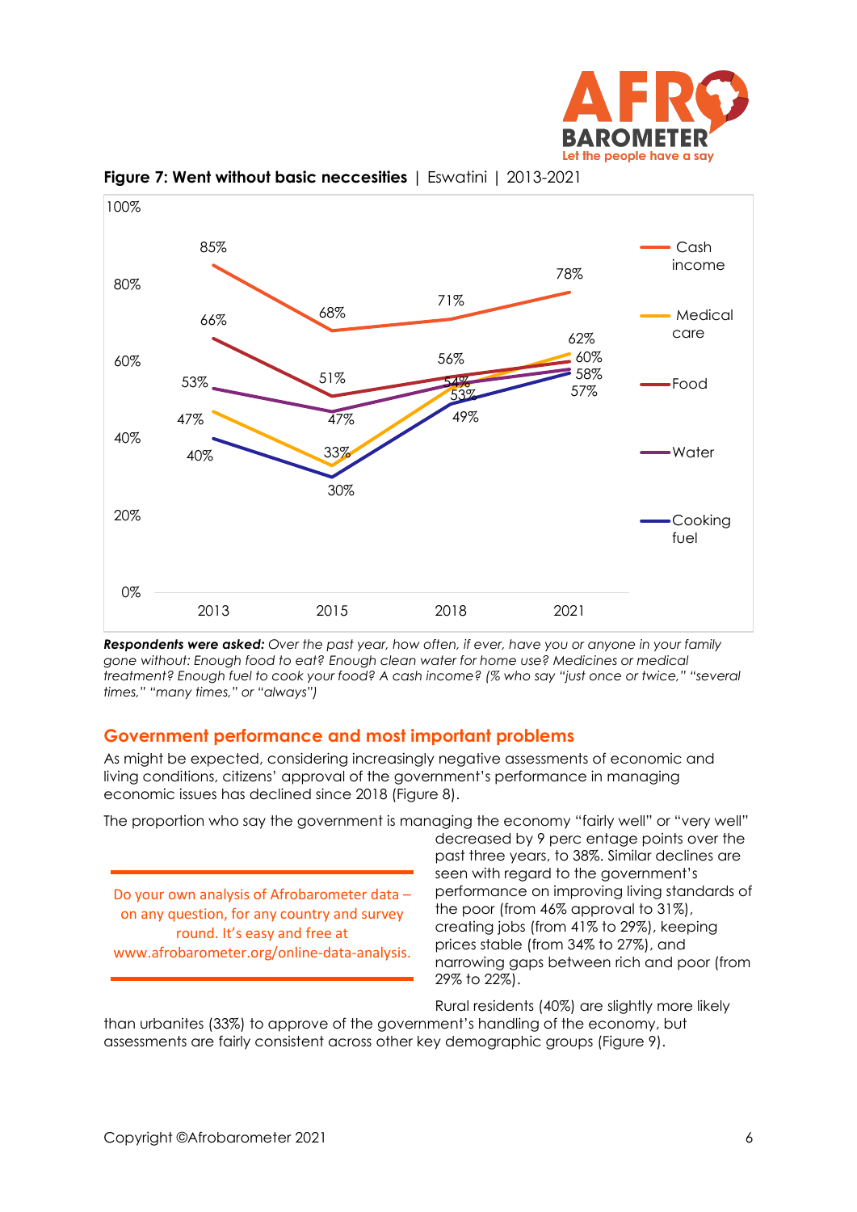**Figure 7: Went without basic neccesities** | Eswatini | 2013-2021

| | 2013 | 2015 | 2018 | 2021 |
|---|---|---|---|---|
| Cash income | 85% | 68% | 71% | 78% |
| Medical care | 47% | 33% | 53% | 62% |
| Food | 66% | 51% | 56% | 60% |
| Water | 53% | 47% | 54% | 58% |
| Cooking fuel | 40% | 30% | 49% | 57% |

***Respondents were asked:*** *Over the past year, how often, if ever, have you or anyone in your family gone without: Enough food to eat? Enough clean water for home use? Medicines or medical treatment? Enough fuel to cook your food? A cash income? (% who say "just once or twice," "several times," "many times," or "always")*

## Government performance and most important problems

As might be expected, considering increasingly negative assessments of economic and living conditions, citizens' approval of the government's performance in managing economic issues has declined since 2018 (Figure 8).

The proportion who say the government is managing the economy "fairly well" or "very well" decreased by 9 perc entage points over the past three years, to 38%. Similar declines are seen with regard to the government's performance on improving living standards of the poor (from 46% approval to 31%), creating jobs (from 41% to 29%), keeping prices stable (from 34% to 27%), and narrowing gaps between rich and poor (from 29% to 22%).

> Do your own analysis of Afrobarometer data – on any question, for any country and survey round. It's easy and free at www.afrobarometer.org/online-data-analysis.

Rural residents (40%) are slightly more likely than urbanites (33%) to approve of the government's handling of the economy, but assessments are fairly consistent across other key demographic groups (Figure 9).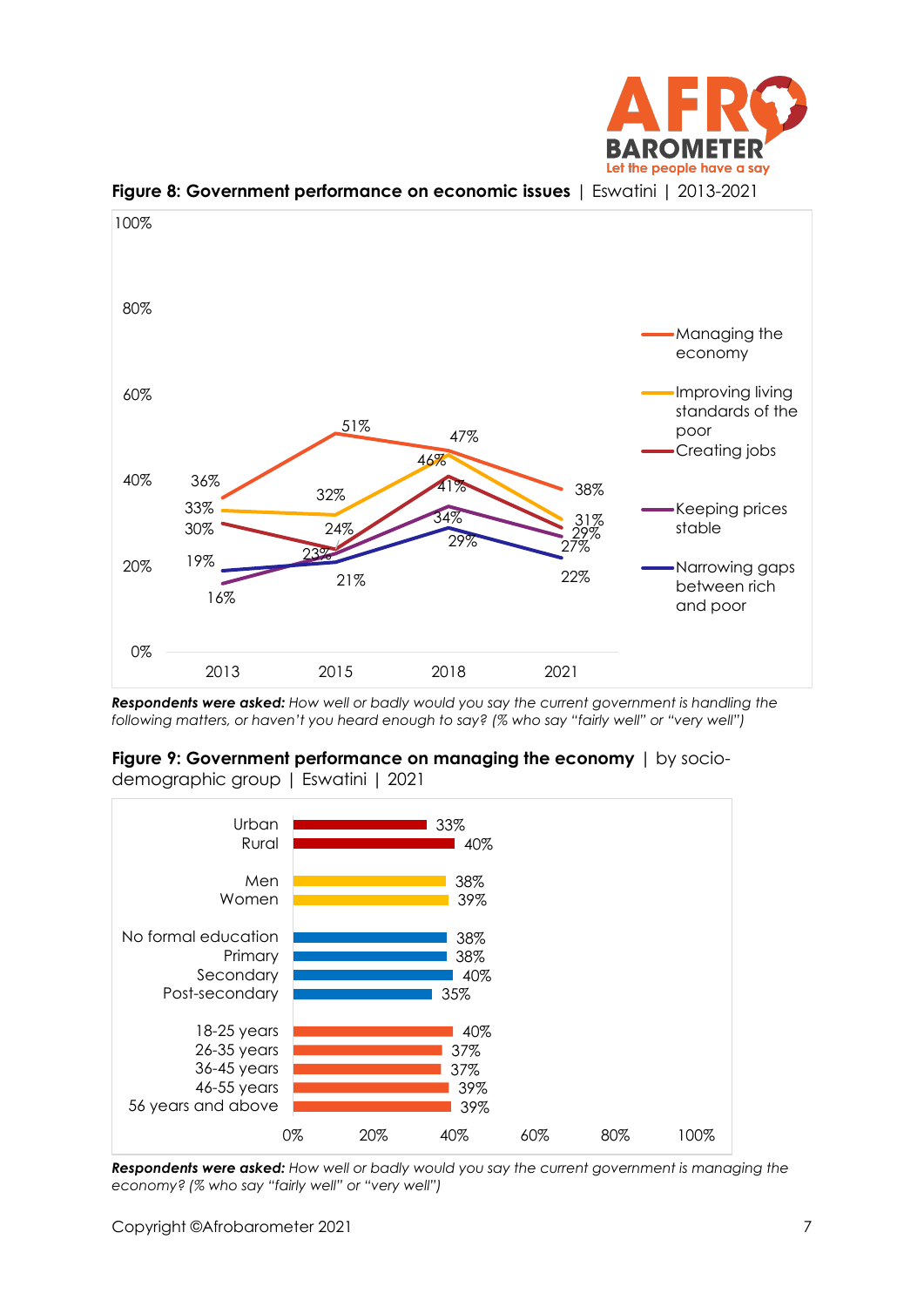**Figure 8: Government performance on economic issues** | Eswatini | 2013-2021

| | 2013 | 2015 | 2018 | 2021 |
|---|---|---|---|---|
| Managing the economy | 36% | 51% | 47% | 38% |
| Improving living standards of the poor | 33% | 32% | 46% | 31% |
| Creating jobs | 30% | 24% | 41% | 29% |
| Keeping prices stable | 16% | 23% | 34% | 27% |
| Narrowing gaps between rich and poor | 19% | 21% | 29% | 22% |

***Respondents were asked:*** *How well or badly would you say the current government is handling the following matters, or haven't you heard enough to say? (% who say "fairly well" or "very well")*

**Figure 9: Government performance on managing the economy** | by socio-demographic group | Eswatini | 2021

| Group | % |
|---|---|
| Urban | 33% |
| Rural | 40% |
| Men | 38% |
| Women | 39% |
| No formal education | 38% |
| Primary | 38% |
| Secondary | 40% |
| Post-secondary | 35% |
| 18-25 years | 40% |
| 26-35 years | 37% |
| 36-45 years | 37% |
| 46-55 years | 39% |
| 56 years and above | 39% |

***Respondents were asked:*** *How well or badly would you say the current government is managing the economy? (% who say "fairly well" or "very well")*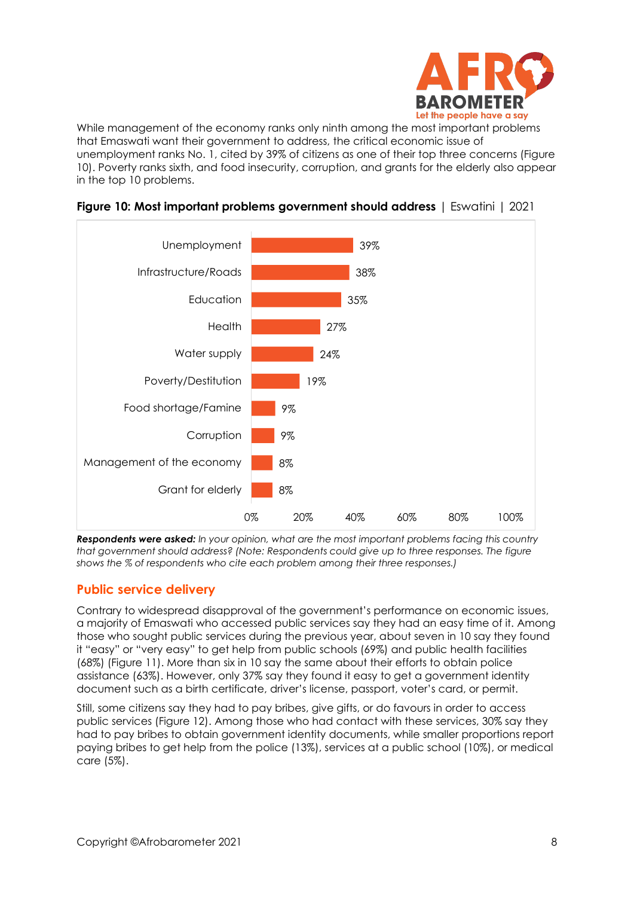While management of the economy ranks only ninth among the most important problems that Emaswati want their government to address, the critical economic issue of unemployment ranks No. 1, cited by 39% of citizens as one of their top three concerns (Figure 10). Poverty ranks sixth, and food insecurity, corruption, and grants for the elderly also appear in the top 10 problems.

**Figure 10: Most important problems government should address** | Eswatini | 2021

| Problem | % |
|---|---|
| Unemployment | 39% |
| Infrastructure/Roads | 38% |
| Education | 35% |
| Health | 27% |
| Water supply | 24% |
| Poverty/Destitution | 19% |
| Food shortage/Famine | 9% |
| Corruption | 9% |
| Management of the economy | 8% |
| Grant for elderly | 8% |

***Respondents were asked:*** *In your opinion, what are the most important problems facing this country that government should address? (Note: Respondents could give up to three responses. The figure shows the % of respondents who cite each problem among their three responses.)*

## Public service delivery

Contrary to widespread disapproval of the government's performance on economic issues, a majority of Emaswati who accessed public services say they had an easy time of it. Among those who sought public services during the previous year, about seven in 10 say they found it "easy" or "very easy" to get help from public schools (69%) and public health facilities (68%) (Figure 11). More than six in 10 say the same about their efforts to obtain police assistance (63%). However, only 37% say they found it easy to get a government identity document such as a birth certificate, driver's license, passport, voter's card, or permit.

Still, some citizens say they had to pay bribes, give gifts, or do favours in order to access public services (Figure 12). Among those who had contact with these services, 30% say they had to pay bribes to obtain government identity documents, while smaller proportions report paying bribes to get help from the police (13%), services at a public school (10%), or medical care (5%).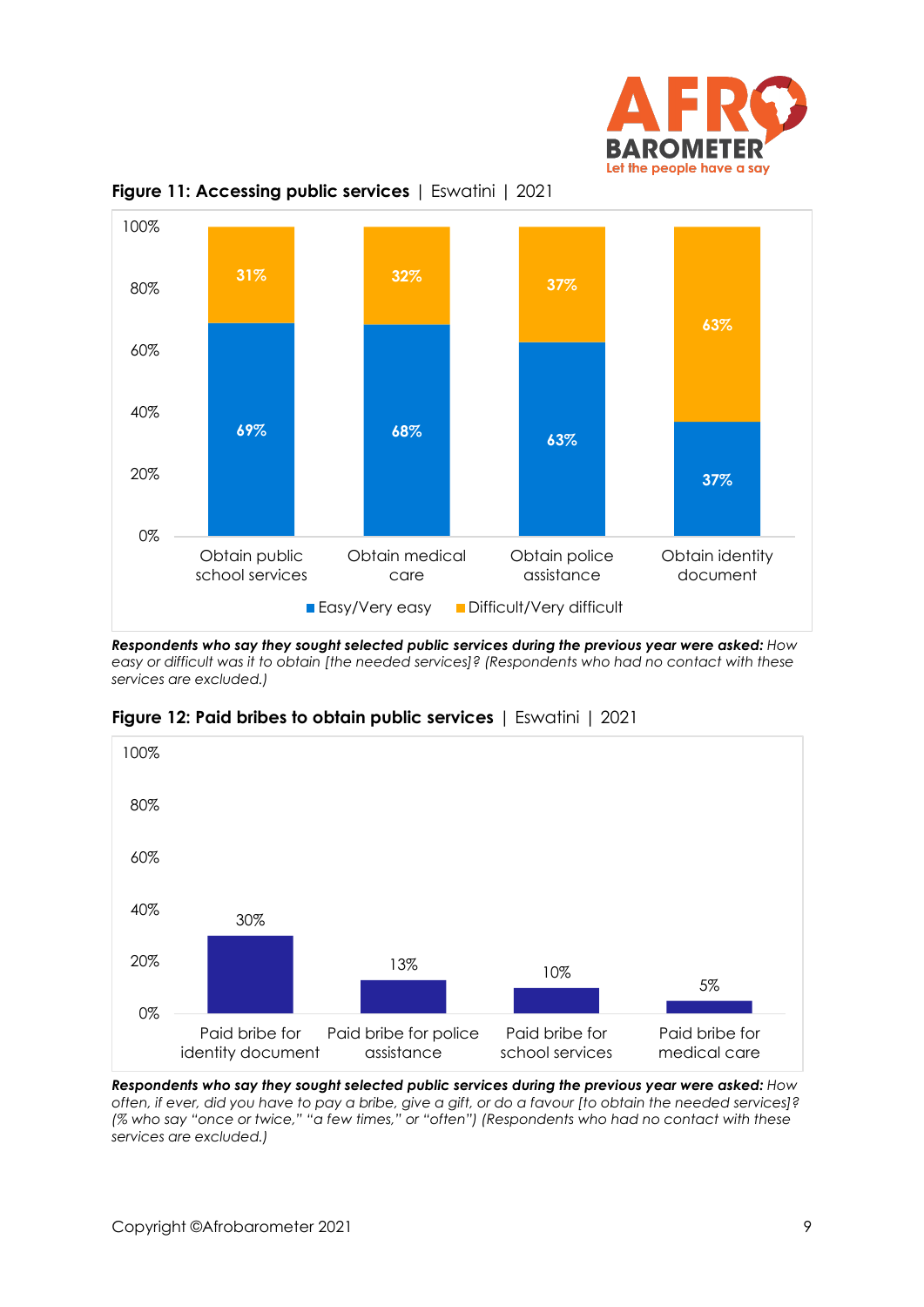**Figure 11: Accessing public services** | Eswatini | 2021

| | Easy/Very easy | Difficult/Very difficult |
|---|---|---|
| Obtain public school services | 69% | 31% |
| Obtain medical care | 68% | 32% |
| Obtain police assistance | 63% | 37% |
| Obtain identity document | 37% | 63% |

***Respondents who say they sought selected public services during the previous year were asked:*** *How easy or difficult was it to obtain [the needed services]? (Respondents who had no contact with these services are excluded.)*

**Figure 12: Paid bribes to obtain public services** | Eswatini | 2021

| | % |
|---|---|
| Paid bribe for identity document | 30% |
| Paid bribe for police assistance | 13% |
| Paid bribe for school services | 10% |
| Paid bribe for medical care | 5% |

***Respondents who say they sought selected public services during the previous year were asked:*** *How often, if ever, did you have to pay a bribe, give a gift, or do a favour [to obtain the needed services]? (% who say "once or twice," "a few times," or "often") (Respondents who had no contact with these services are excluded.)*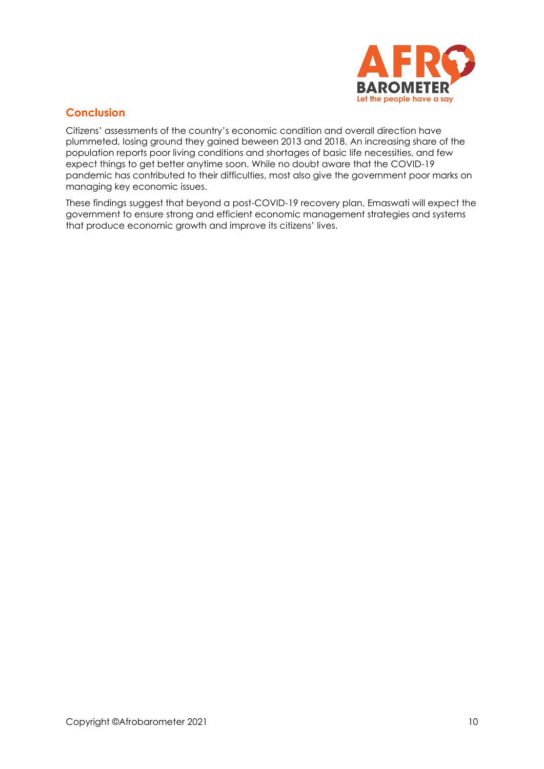## Conclusion

Citizens' assessments of the country's economic condition and overall direction have plummeted, losing ground they gained beween 2013 and 2018. An increasing share of the population reports poor living conditions and shortages of basic life necessities, and few expect things to get better anytime soon. While no doubt aware that the COVID-19 pandemic has contributed to their difficulties, most also give the government poor marks on managing key economic issues.

These findings suggest that beyond a post-COVID-19 recovery plan, Emaswati will expect the government to ensure strong and efficient economic management strategies and systems that produce economic growth and improve its citizens' lives.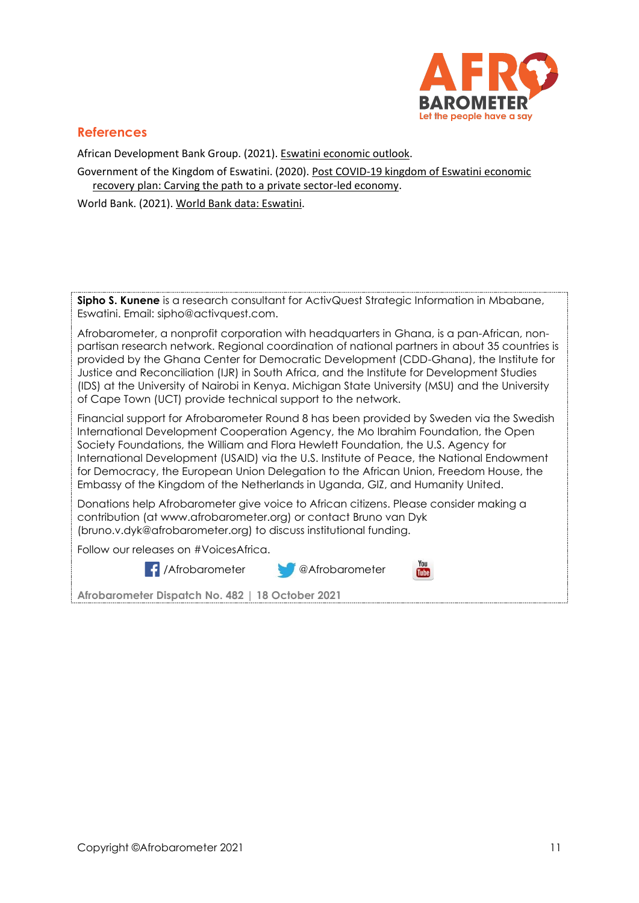## References

African Development Bank Group. (2021). Eswatini economic outlook.

Government of the Kingdom of Eswatini. (2020). Post COVID-19 kingdom of Eswatini economic recovery plan: Carving the path to a private sector-led economy.

World Bank. (2021). World Bank data: Eswatini.

**Sipho S. Kunene** is a research consultant for ActivQuest Strategic Information in Mbabane, Eswatini. Email: sipho@activquest.com.

Afrobarometer, a nonprofit corporation with headquarters in Ghana, is a pan-African, nonpartisan research network. Regional coordination of national partners in about 35 countries is provided by the Ghana Center for Democratic Development (CDD-Ghana), the Institute for Justice and Reconciliation (IJR) in South Africa, and the Institute for Development Studies (IDS) at the University of Nairobi in Kenya. Michigan State University (MSU) and the University of Cape Town (UCT) provide technical support to the network.

Financial support for Afrobarometer Round 8 has been provided by Sweden via the Swedish International Development Cooperation Agency, the Mo Ibrahim Foundation, the Open Society Foundations, the William and Flora Hewlett Foundation, the U.S. Agency for International Development (USAID) via the U.S. Institute of Peace, the National Endowment for Democracy, the European Union Delegation to the African Union, Freedom House, the Embassy of the Kingdom of the Netherlands in Uganda, GIZ, and Humanity United.

Donations help Afrobarometer give voice to African citizens. Please consider making a contribution (at www.afrobarometer.org) or contact Bruno van Dyk (bruno.v.dyk@afrobarometer.org) to discuss institutional funding.

Follow our releases on #VoicesAfrica.

/Afrobarometer @Afrobarometer

**Afrobarometer Dispatch No. 482 | 18 October 2021**